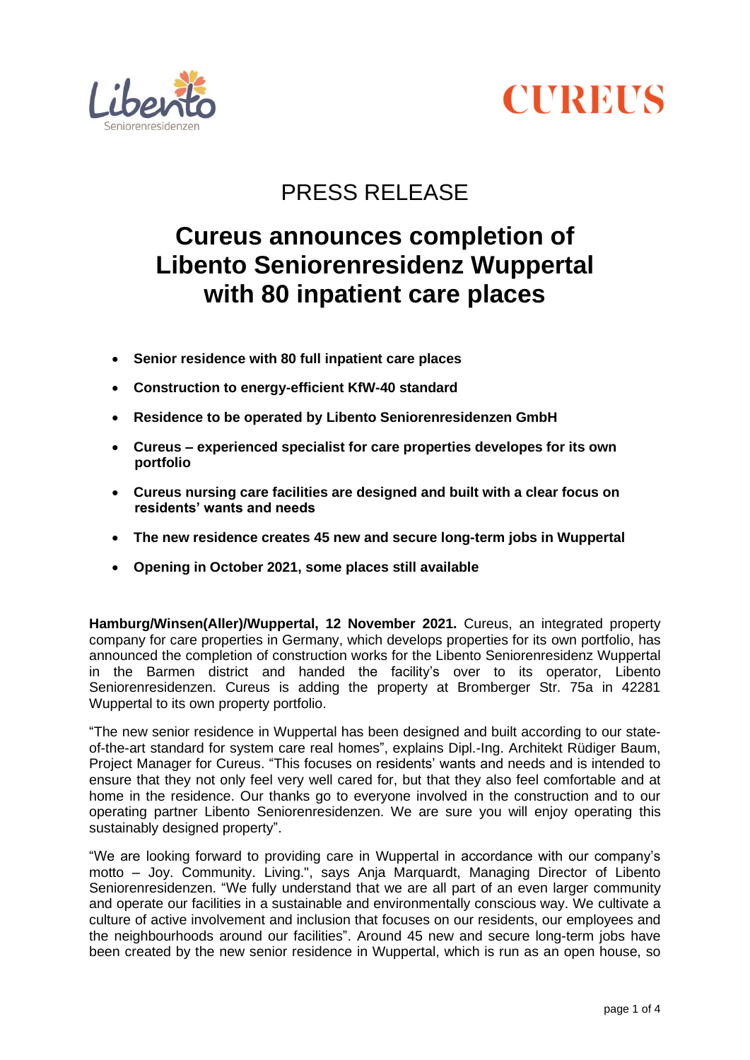PRESS RELEASE

# Cureus announces completion of Libento Seniorenresidenz Wuppertal with 80 inpatient care places

- **Senior residence with 80 full inpatient care places**
- **Construction to energy-efficient KfW-40 standard**
- **Residence to be operated by Libento Seniorenresidenzen GmbH**
- **Cureus – experienced specialist for care properties developes for its own portfolio**
- **Cureus nursing care facilities are designed and built with a clear focus on residents' wants and needs**
- **The new residence creates 45 new and secure long-term jobs in Wuppertal**
- **Opening in October 2021, some places still available**

**Hamburg/Winsen(Aller)/Wuppertal, 12 November 2021.** Cureus, an integrated property company for care properties in Germany, which develops properties for its own portfolio, has announced the completion of construction works for the Libento Seniorenresidenz Wuppertal in the Barmen district and handed the facility's over to its operator, Libento Seniorenresidenzen. Cureus is adding the property at Bromberger Str. 75a in 42281 Wuppertal to its own property portfolio.

"The new senior residence in Wuppertal has been designed and built according to our state-of-the-art standard for system care real homes", explains Dipl.-Ing. Architekt Rüdiger Baum, Project Manager for Cureus. "This focuses on residents' wants and needs and is intended to ensure that they not only feel very well cared for, but that they also feel comfortable and at home in the residence. Our thanks go to everyone involved in the construction and to our operating partner Libento Seniorenresidenzen. We are sure you will enjoy operating this sustainably designed property".

"We are looking forward to providing care in Wuppertal in accordance with our company's motto – Joy. Community. Living.", says Anja Marquardt, Managing Director of Libento Seniorenresidenzen. "We fully understand that we are all part of an even larger community and operate our facilities in a sustainable and environmentally conscious way. We cultivate a culture of active involvement and inclusion that focuses on our residents, our employees and the neighbourhoods around our facilities". Around 45 new and secure long-term jobs have been created by the new senior residence in Wuppertal, which is run as an open house, so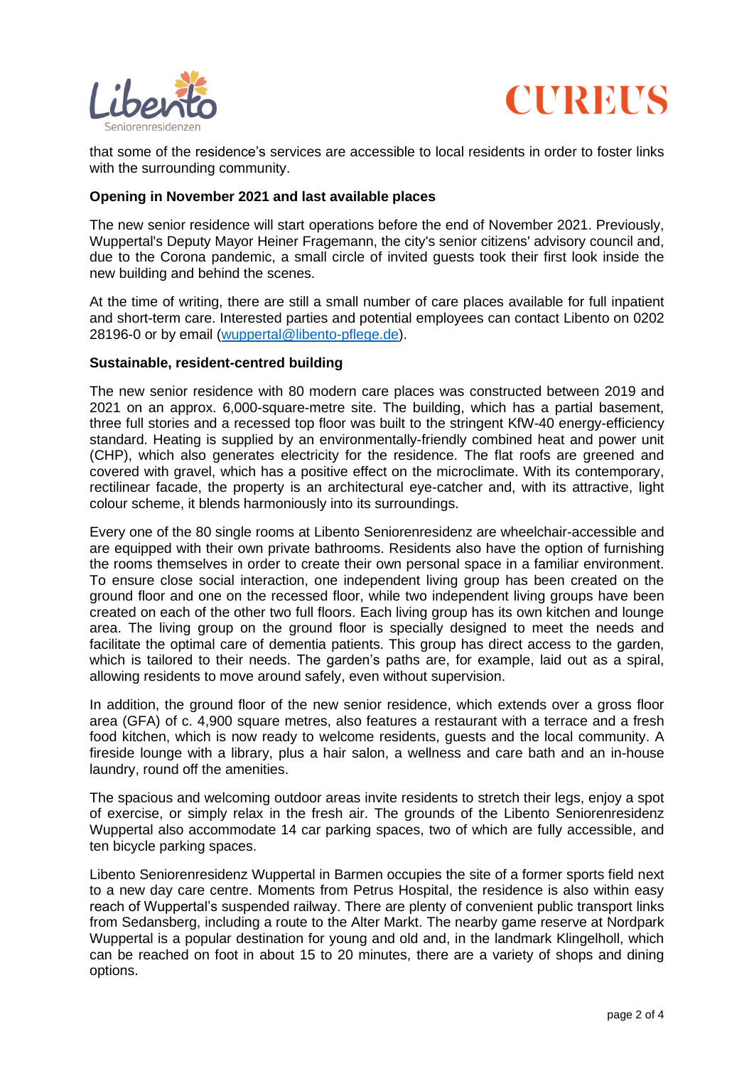that some of the residence's services are accessible to local residents in order to foster links with the surrounding community.

**Opening in November 2021 and last available places**

The new senior residence will start operations before the end of November 2021. Previously, Wuppertal's Deputy Mayor Heiner Fragemann, the city's senior citizens' advisory council and, due to the Corona pandemic, a small circle of invited guests took their first look inside the new building and behind the scenes.

At the time of writing, there are still a small number of care places available for full inpatient and short-term care. Interested parties and potential employees can contact Libento on 0202 28196-0 or by email (wuppertal@libento-pflege.de).

**Sustainable, resident-centred building**

The new senior residence with 80 modern care places was constructed between 2019 and 2021 on an approx. 6,000-square-metre site. The building, which has a partial basement, three full stories and a recessed top floor was built to the stringent KfW-40 energy-efficiency standard. Heating is supplied by an environmentally-friendly combined heat and power unit (CHP), which also generates electricity for the residence. The flat roofs are greened and covered with gravel, which has a positive effect on the microclimate. With its contemporary, rectilinear facade, the property is an architectural eye-catcher and, with its attractive, light colour scheme, it blends harmoniously into its surroundings.

Every one of the 80 single rooms at Libento Seniorenresidenz are wheelchair-accessible and are equipped with their own private bathrooms. Residents also have the option of furnishing the rooms themselves in order to create their own personal space in a familiar environment. To ensure close social interaction, one independent living group has been created on the ground floor and one on the recessed floor, while two independent living groups have been created on each of the other two full floors. Each living group has its own kitchen and lounge area. The living group on the ground floor is specially designed to meet the needs and facilitate the optimal care of dementia patients. This group has direct access to the garden, which is tailored to their needs. The garden's paths are, for example, laid out as a spiral, allowing residents to move around safely, even without supervision.

In addition, the ground floor of the new senior residence, which extends over a gross floor area (GFA) of c. 4,900 square metres, also features a restaurant with a terrace and a fresh food kitchen, which is now ready to welcome residents, guests and the local community. A fireside lounge with a library, plus a hair salon, a wellness and care bath and an in-house laundry, round off the amenities.

The spacious and welcoming outdoor areas invite residents to stretch their legs, enjoy a spot of exercise, or simply relax in the fresh air. The grounds of the Libento Seniorenresidenz Wuppertal also accommodate 14 car parking spaces, two of which are fully accessible, and ten bicycle parking spaces.

Libento Seniorenresidenz Wuppertal in Barmen occupies the site of a former sports field next to a new day care centre. Moments from Petrus Hospital, the residence is also within easy reach of Wuppertal's suspended railway. There are plenty of convenient public transport links from Sedansberg, including a route to the Alter Markt. The nearby game reserve at Nordpark Wuppertal is a popular destination for young and old and, in the landmark Klingelholl, which can be reached on foot in about 15 to 20 minutes, there are a variety of shops and dining options.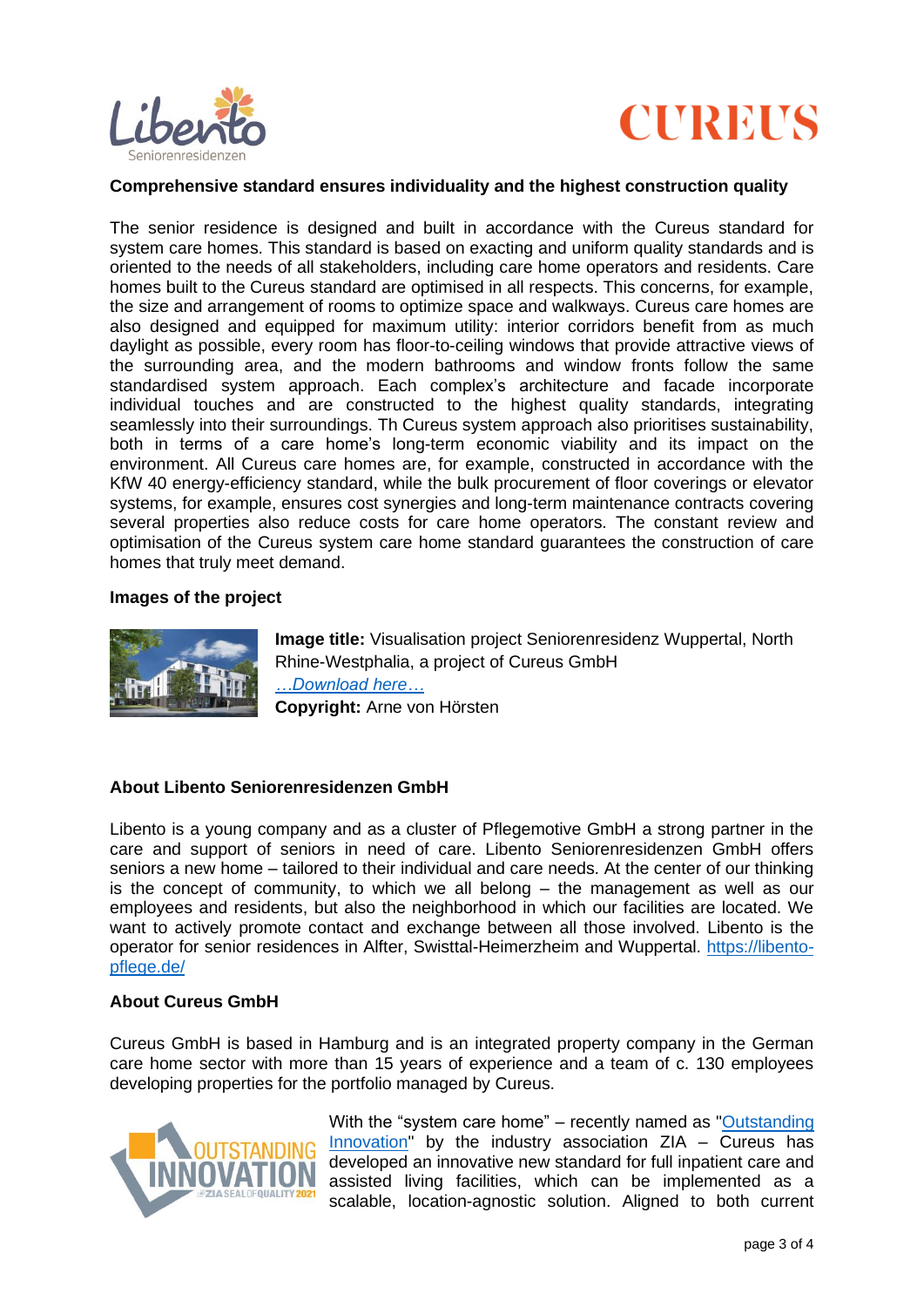## Comprehensive standard ensures individuality and the highest construction quality

The senior residence is designed and built in accordance with the Cureus standard for system care homes. This standard is based on exacting and uniform quality standards and is oriented to the needs of all stakeholders, including care home operators and residents. Care homes built to the Cureus standard are optimised in all respects. This concerns, for example, the size and arrangement of rooms to optimize space and walkways. Cureus care homes are also designed and equipped for maximum utility: interior corridors benefit from as much daylight as possible, every room has floor-to-ceiling windows that provide attractive views of the surrounding area, and the modern bathrooms and window fronts follow the same standardised system approach. Each complex's architecture and facade incorporate individual touches and are constructed to the highest quality standards, integrating seamlessly into their surroundings. Th Cureus system approach also prioritises sustainability, both in terms of a care home's long-term economic viability and its impact on the environment. All Cureus care homes are, for example, constructed in accordance with the KfW 40 energy-efficiency standard, while the bulk procurement of floor coverings or elevator systems, for example, ensures cost synergies and long-term maintenance contracts covering several properties also reduce costs for care home operators. The constant review and optimisation of the Cureus system care home standard guarantees the construction of care homes that truly meet demand.

## Images of the project

**Image title:** Visualisation project Seniorenresidenz Wuppertal, North Rhine-Westphalia, a project of Cureus GmbH
*…Download here…*
**Copyright:** Arne von Hörsten

## About Libento Seniorenresidenzen GmbH

Libento is a young company and as a cluster of Pflegemotive GmbH a strong partner in the care and support of seniors in need of care. Libento Seniorenresidenzen GmbH offers seniors a new home – tailored to their individual and care needs. At the center of our thinking is the concept of community, to which we all belong – the management as well as our employees and residents, but also the neighborhood in which our facilities are located. We want to actively promote contact and exchange between all those involved. Libento is the operator for senior residences in Alfter, Swisttal-Heimerzheim and Wuppertal. https://libento-pflege.de/

## About Cureus GmbH

Cureus GmbH is based in Hamburg and is an integrated property company in the German care home sector with more than 15 years of experience and a team of c. 130 employees developing properties for the portfolio managed by Cureus.

With the "system care home" – recently named as "Outstanding Innovation" by the industry association ZIA – Cureus has developed an innovative new standard for full inpatient care and assisted living facilities, which can be implemented as a scalable, location-agnostic solution. Aligned to both current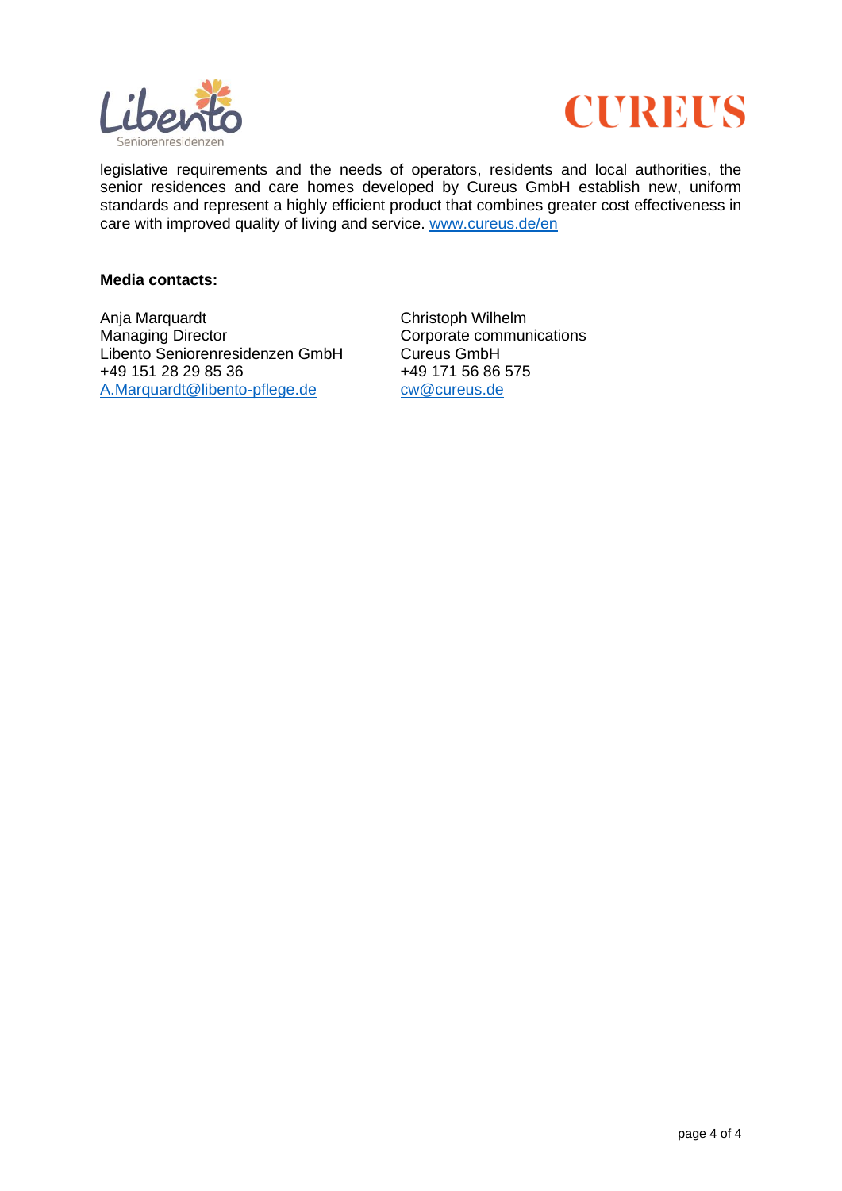legislative requirements and the needs of operators, residents and local authorities, the senior residences and care homes developed by Cureus GmbH establish new, uniform standards and represent a highly efficient product that combines greater cost effectiveness in care with improved quality of living and service. www.cureus.de/en

**Media contacts:**

Anja Marquardt
Managing Director
Libento Seniorenresidenzen GmbH
+49 151 28 29 85 36
A.Marquardt@libento-pflege.de

Christoph Wilhelm
Corporate communications
Cureus GmbH
+49 171 56 86 575
cw@cureus.de